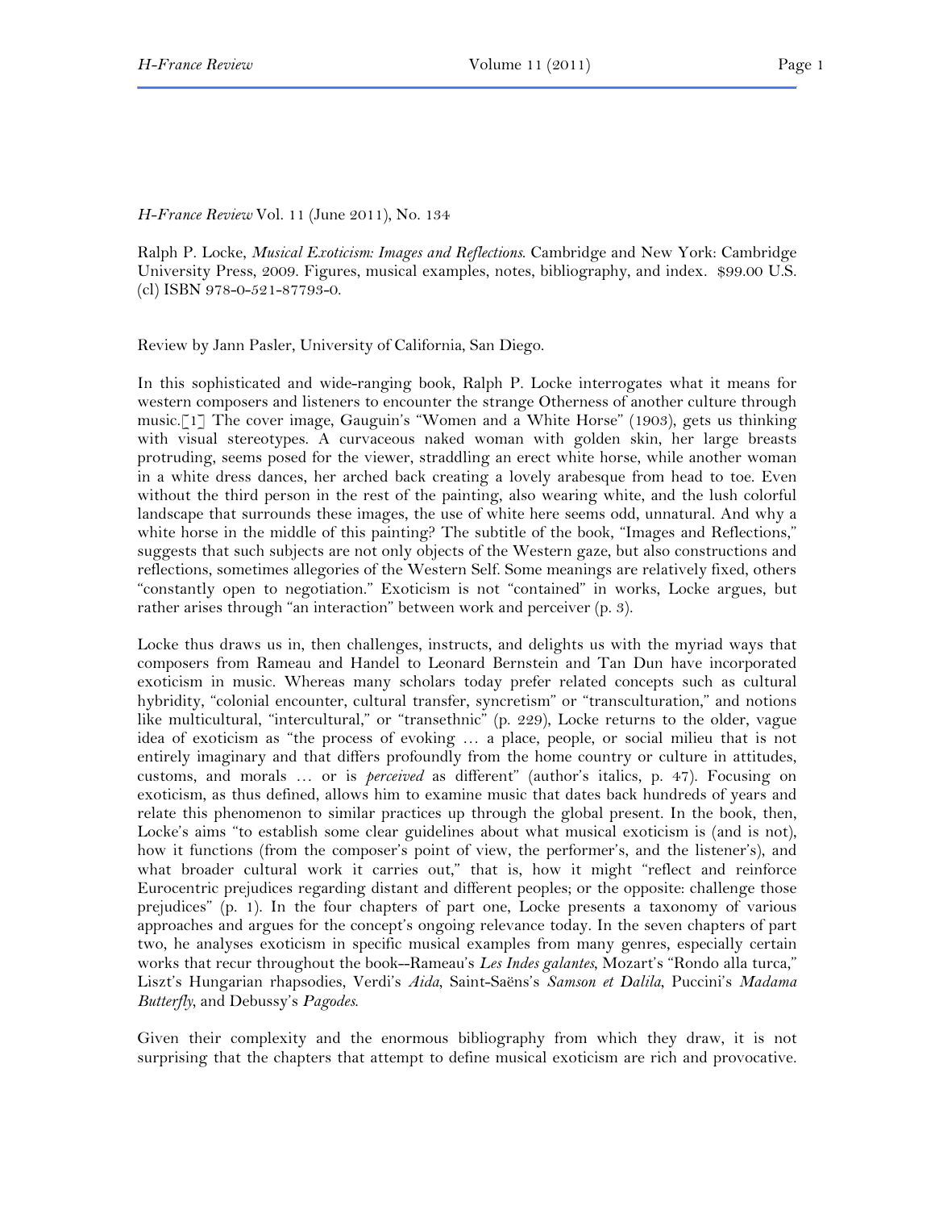*H-France Review* Vol. 11 (June 2011), No. 134

Ralph P. Locke, *Musical Exoticism: Images and Reflections*. Cambridge and New York: Cambridge University Press, 2009. Figures, musical examples, notes, bibliography, and index. $99.00 U.S. (cl) ISBN 978-0-521-87793-0.

Review by Jann Pasler, University of California, San Diego.

In this sophisticated and wide-ranging book, Ralph P. Locke interrogates what it means for western composers and listeners to encounter the strange Otherness of another culture through music.[1] The cover image, Gauguin's "Women and a White Horse" (1903), gets us thinking with visual stereotypes. A curvaceous naked woman with golden skin, her large breasts protruding, seems posed for the viewer, straddling an erect white horse, while another woman in a white dress dances, her arched back creating a lovely arabesque from head to toe. Even without the third person in the rest of the painting, also wearing white, and the lush colorful landscape that surrounds these images, the use of white here seems odd, unnatural. And why a white horse in the middle of this painting? The subtitle of the book, "Images and Reflections," suggests that such subjects are not only objects of the Western gaze, but also constructions and reflections, sometimes allegories of the Western Self. Some meanings are relatively fixed, others "constantly open to negotiation." Exoticism is not "contained" in works, Locke argues, but rather arises through "an interaction" between work and perceiver (p. 3).

Locke thus draws us in, then challenges, instructs, and delights us with the myriad ways that composers from Rameau and Handel to Leonard Bernstein and Tan Dun have incorporated exoticism in music. Whereas many scholars today prefer related concepts such as cultural hybridity, "colonial encounter, cultural transfer, syncretism" or "transculturation," and notions like multicultural, "intercultural," or "transethnic" (p. 229), Locke returns to the older, vague idea of exoticism as "the process of evoking … a place, people, or social milieu that is not entirely imaginary and that differs profoundly from the home country or culture in attitudes, customs, and morals … or is *perceived* as different" (author's italics, p. 47). Focusing on exoticism, as thus defined, allows him to examine music that dates back hundreds of years and relate this phenomenon to similar practices up through the global present. In the book, then, Locke's aims "to establish some clear guidelines about what musical exoticism is (and is not), how it functions (from the composer's point of view, the performer's, and the listener's), and what broader cultural work it carries out," that is, how it might "reflect and reinforce Eurocentric prejudices regarding distant and different peoples; or the opposite: challenge those prejudices" (p. 1). In the four chapters of part one, Locke presents a taxonomy of various approaches and argues for the concept's ongoing relevance today. In the seven chapters of part two, he analyses exoticism in specific musical examples from many genres, especially certain works that recur throughout the book--Rameau's *Les Indes galantes*, Mozart's "Rondo alla turca," Liszt's Hungarian rhapsodies, Verdi's *Aida*, Saint-Saëns's *Samson et Dalila*, Puccini's *Madama Butterfly*, and Debussy's *Pagodes*.

Given their complexity and the enormous bibliography from which they draw, it is not surprising that the chapters that attempt to define musical exoticism are rich and provocative.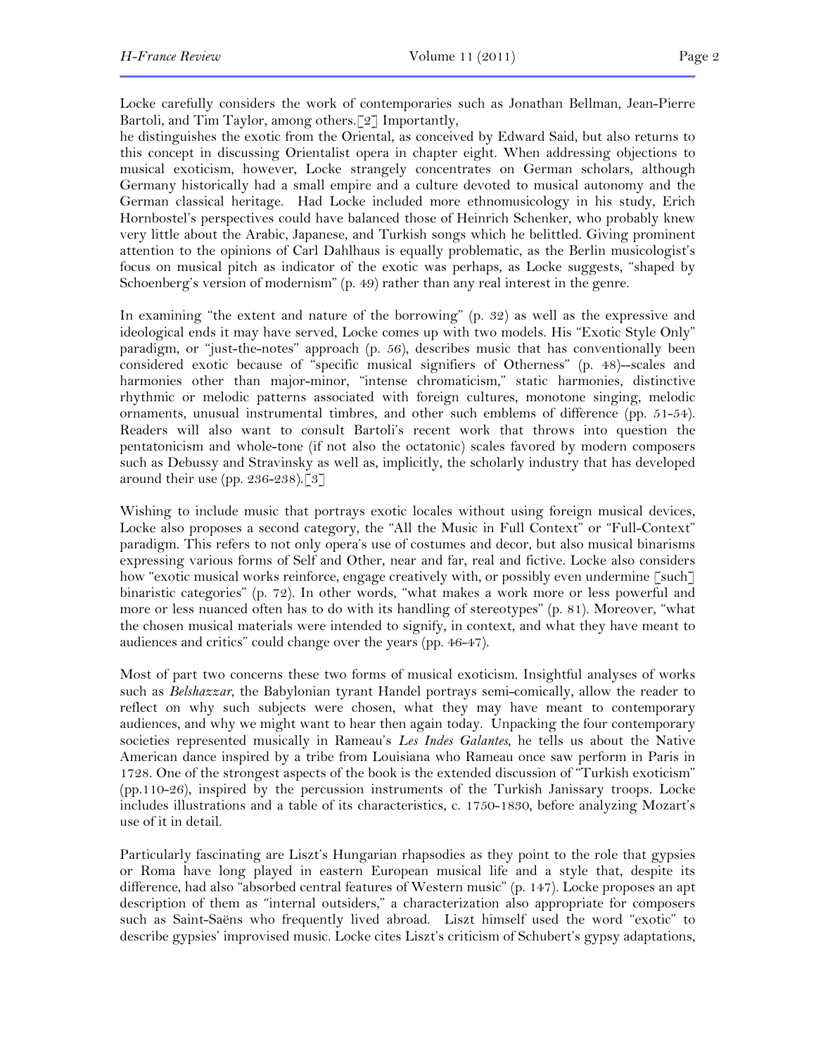Locke carefully considers the work of contemporaries such as Jonathan Bellman, Jean-Pierre Bartoli, and Tim Taylor, among others.[2] Importantly,
he distinguishes the exotic from the Oriental, as conceived by Edward Said, but also returns to this concept in discussing Orientalist opera in chapter eight. When addressing objections to musical exoticism, however, Locke strangely concentrates on German scholars, although Germany historically had a small empire and a culture devoted to musical autonomy and the German classical heritage. Had Locke included more ethnomusicology in his study, Erich Hornbostel's perspectives could have balanced those of Heinrich Schenker, who probably knew very little about the Arabic, Japanese, and Turkish songs which he belittled. Giving prominent attention to the opinions of Carl Dahlhaus is equally problematic, as the Berlin musicologist's focus on musical pitch as indicator of the exotic was perhaps, as Locke suggests, "shaped by Schoenberg's version of modernism" (p. 49) rather than any real interest in the genre.

In examining "the extent and nature of the borrowing" (p. 32) as well as the expressive and ideological ends it may have served, Locke comes up with two models. His "Exotic Style Only" paradigm, or "just-the-notes" approach (p. 56), describes music that has conventionally been considered exotic because of "specific musical signifiers of Otherness" (p. 48)--scales and harmonies other than major-minor, "intense chromaticism," static harmonies, distinctive rhythmic or melodic patterns associated with foreign cultures, monotone singing, melodic ornaments, unusual instrumental timbres, and other such emblems of difference (pp. 51-54). Readers will also want to consult Bartoli's recent work that throws into question the pentatonicism and whole-tone (if not also the octatonic) scales favored by modern composers such as Debussy and Stravinsky as well as, implicitly, the scholarly industry that has developed around their use (pp. 236-238).[3]

Wishing to include music that portrays exotic locales without using foreign musical devices, Locke also proposes a second category, the "All the Music in Full Context" or "Full-Context" paradigm. This refers to not only opera's use of costumes and decor, but also musical binarisms expressing various forms of Self and Other, near and far, real and fictive. Locke also considers how "exotic musical works reinforce, engage creatively with, or possibly even undermine [such] binaristic categories" (p. 72). In other words, "what makes a work more or less powerful and more or less nuanced often has to do with its handling of stereotypes" (p. 81). Moreover, "what the chosen musical materials were intended to signify, in context, and what they have meant to audiences and critics" could change over the years (pp. 46-47).

Most of part two concerns these two forms of musical exoticism. Insightful analyses of works such as *Belshazzar*, the Babylonian tyrant Handel portrays semi-comically, allow the reader to reflect on why such subjects were chosen, what they may have meant to contemporary audiences, and why we might want to hear then again today. Unpacking the four contemporary societies represented musically in Rameau's *Les Indes Galantes*, he tells us about the Native American dance inspired by a tribe from Louisiana who Rameau once saw perform in Paris in 1728. One of the strongest aspects of the book is the extended discussion of "Turkish exoticism" (pp.110-26), inspired by the percussion instruments of the Turkish Janissary troops. Locke includes illustrations and a table of its characteristics, c. 1750-1830, before analyzing Mozart's use of it in detail.

Particularly fascinating are Liszt's Hungarian rhapsodies as they point to the role that gypsies or Roma have long played in eastern European musical life and a style that, despite its difference, had also "absorbed central features of Western music" (p. 147). Locke proposes an apt description of them as "internal outsiders," a characterization also appropriate for composers such as Saint-Saëns who frequently lived abroad. Liszt himself used the word "exotic" to describe gypsies' improvised music. Locke cites Liszt's criticism of Schubert's gypsy adaptations,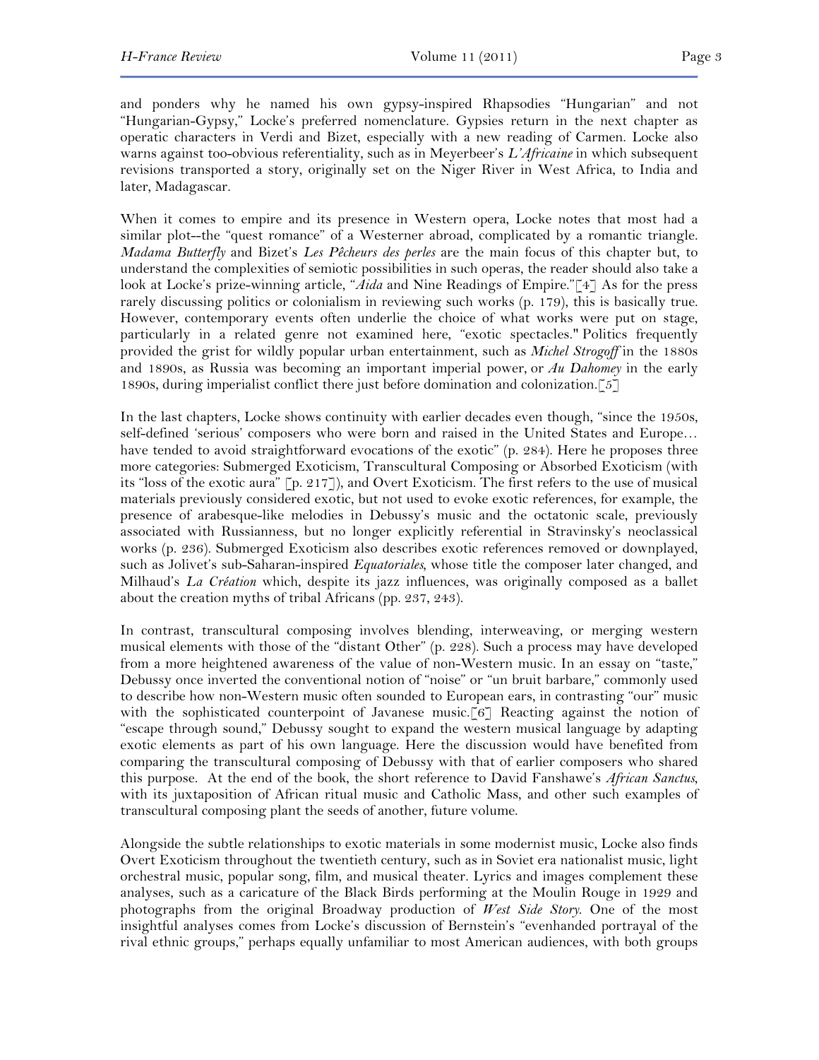and ponders why he named his own gypsy-inspired Rhapsodies "Hungarian" and not "Hungarian-Gypsy," Locke's preferred nomenclature. Gypsies return in the next chapter as operatic characters in Verdi and Bizet, especially with a new reading of Carmen. Locke also warns against too-obvious referentiality, such as in Meyerbeer's *L'Africaine* in which subsequent revisions transported a story, originally set on the Niger River in West Africa, to India and later, Madagascar.

When it comes to empire and its presence in Western opera, Locke notes that most had a similar plot--the "quest romance" of a Westerner abroad, complicated by a romantic triangle. *Madama Butterfly* and Bizet's *Les Pêcheurs des perles* are the main focus of this chapter but, to understand the complexities of semiotic possibilities in such operas, the reader should also take a look at Locke's prize-winning article, "*Aida* and Nine Readings of Empire."[4] As for the press rarely discussing politics or colonialism in reviewing such works (p. 179), this is basically true. However, contemporary events often underlie the choice of what works were put on stage, particularly in a related genre not examined here, "exotic spectacles." Politics frequently provided the grist for wildly popular urban entertainment, such as *Michel Strogoff* in the 1880s and 1890s, as Russia was becoming an important imperial power, or *Au Dahomey* in the early 1890s, during imperialist conflict there just before domination and colonization.[5]

In the last chapters, Locke shows continuity with earlier decades even though, "since the 1950s, self-defined 'serious' composers who were born and raised in the United States and Europe… have tended to avoid straightforward evocations of the exotic" (p. 284). Here he proposes three more categories: Submerged Exoticism, Transcultural Composing or Absorbed Exoticism (with its "loss of the exotic aura" [p. 217]), and Overt Exoticism. The first refers to the use of musical materials previously considered exotic, but not used to evoke exotic references, for example, the presence of arabesque-like melodies in Debussy's music and the octatonic scale, previously associated with Russianness, but no longer explicitly referential in Stravinsky's neoclassical works (p. 236). Submerged Exoticism also describes exotic references removed or downplayed, such as Jolivet's sub-Saharan-inspired *Equatoriales*, whose title the composer later changed, and Milhaud's *La Création* which, despite its jazz influences, was originally composed as a ballet about the creation myths of tribal Africans (pp. 237, 243).

In contrast, transcultural composing involves blending, interweaving, or merging western musical elements with those of the "distant Other" (p. 228). Such a process may have developed from a more heightened awareness of the value of non-Western music. In an essay on "taste," Debussy once inverted the conventional notion of "noise" or "un bruit barbare," commonly used to describe how non-Western music often sounded to European ears, in contrasting "our" music with the sophisticated counterpoint of Javanese music.[6] Reacting against the notion of "escape through sound," Debussy sought to expand the western musical language by adapting exotic elements as part of his own language. Here the discussion would have benefited from comparing the transcultural composing of Debussy with that of earlier composers who shared this purpose. At the end of the book, the short reference to David Fanshawe's *African Sanctus*, with its juxtaposition of African ritual music and Catholic Mass, and other such examples of transcultural composing plant the seeds of another, future volume.

Alongside the subtle relationships to exotic materials in some modernist music, Locke also finds Overt Exoticism throughout the twentieth century, such as in Soviet era nationalist music, light orchestral music, popular song, film, and musical theater. Lyrics and images complement these analyses, such as a caricature of the Black Birds performing at the Moulin Rouge in 1929 and photographs from the original Broadway production of *West Side Story*. One of the most insightful analyses comes from Locke's discussion of Bernstein's "evenhanded portrayal of the rival ethnic groups," perhaps equally unfamiliar to most American audiences, with both groups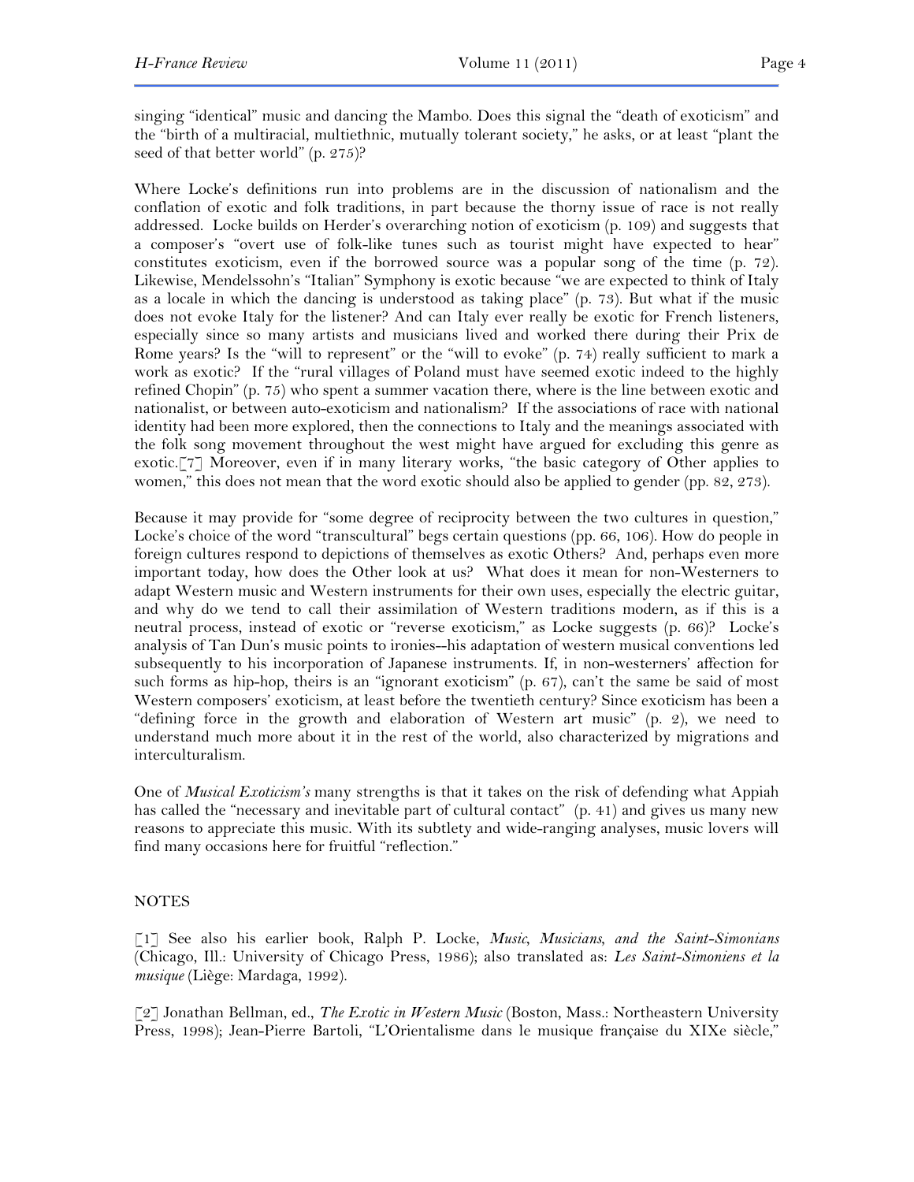singing "identical" music and dancing the Mambo. Does this signal the "death of exoticism" and the "birth of a multiracial, multiethnic, mutually tolerant society," he asks, or at least "plant the seed of that better world" (p. 275)?

Where Locke's definitions run into problems are in the discussion of nationalism and the conflation of exotic and folk traditions, in part because the thorny issue of race is not really addressed. Locke builds on Herder's overarching notion of exoticism (p. 109) and suggests that a composer's "overt use of folk-like tunes such as tourist might have expected to hear" constitutes exoticism, even if the borrowed source was a popular song of the time (p. 72). Likewise, Mendelssohn's "Italian" Symphony is exotic because "we are expected to think of Italy as a locale in which the dancing is understood as taking place" (p. 73). But what if the music does not evoke Italy for the listener? And can Italy ever really be exotic for French listeners, especially since so many artists and musicians lived and worked there during their Prix de Rome years? Is the "will to represent" or the "will to evoke" (p. 74) really sufficient to mark a work as exotic? If the "rural villages of Poland must have seemed exotic indeed to the highly refined Chopin" (p. 75) who spent a summer vacation there, where is the line between exotic and nationalist, or between auto-exoticism and nationalism? If the associations of race with national identity had been more explored, then the connections to Italy and the meanings associated with the folk song movement throughout the west might have argued for excluding this genre as exotic.[7] Moreover, even if in many literary works, "the basic category of Other applies to women," this does not mean that the word exotic should also be applied to gender (pp. 82, 273).

Because it may provide for "some degree of reciprocity between the two cultures in question," Locke's choice of the word "transcultural" begs certain questions (pp. 66, 106). How do people in foreign cultures respond to depictions of themselves as exotic Others? And, perhaps even more important today, how does the Other look at us? What does it mean for non-Westerners to adapt Western music and Western instruments for their own uses, especially the electric guitar, and why do we tend to call their assimilation of Western traditions modern, as if this is a neutral process, instead of exotic or "reverse exoticism," as Locke suggests (p. 66)? Locke's analysis of Tan Dun's music points to ironies--his adaptation of western musical conventions led subsequently to his incorporation of Japanese instruments. If, in non-westerners' affection for such forms as hip-hop, theirs is an "ignorant exoticism" (p. 67), can't the same be said of most Western composers' exoticism, at least before the twentieth century? Since exoticism has been a "defining force in the growth and elaboration of Western art music" (p. 2), we need to understand much more about it in the rest of the world, also characterized by migrations and interculturalism.

One of *Musical Exoticism's* many strengths is that it takes on the risk of defending what Appiah has called the "necessary and inevitable part of cultural contact" (p. 41) and gives us many new reasons to appreciate this music. With its subtlety and wide-ranging analyses, music lovers will find many occasions here for fruitful "reflection."

NOTES

[1] See also his earlier book, Ralph P. Locke, *Music, Musicians, and the Saint-Simonians* (Chicago, Ill.: University of Chicago Press, 1986); also translated as: *Les Saint-Simoniens et la musique* (Liège: Mardaga, 1992).

[2] Jonathan Bellman, ed., *The Exotic in Western Music* (Boston, Mass.: Northeastern University Press, 1998); Jean-Pierre Bartoli, "L'Orientalisme dans le musique française du XIXe siècle,"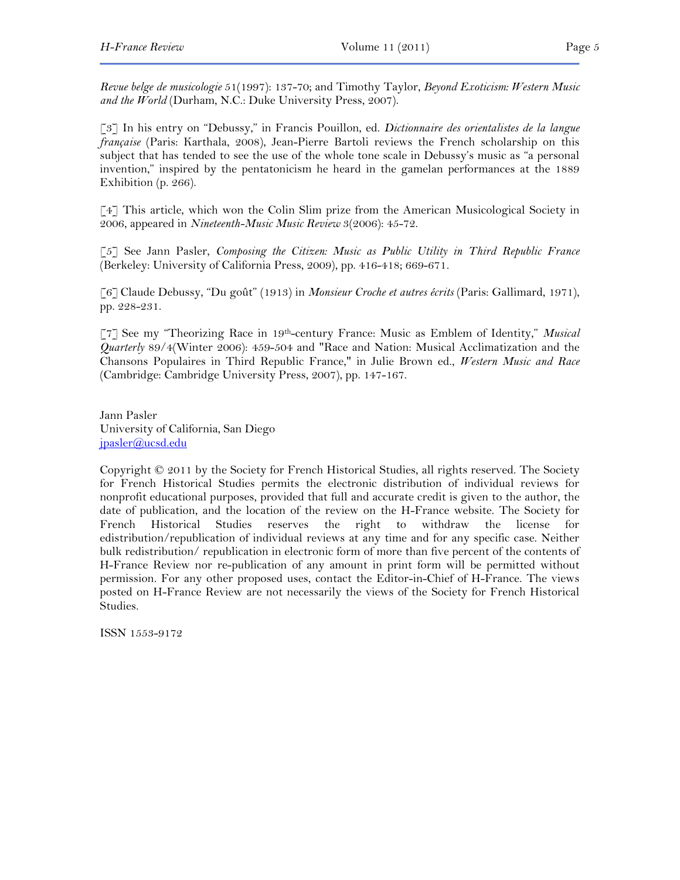*Revue belge de musicologie* 51(1997): 137-70; and Timothy Taylor, *Beyond Exoticism: Western Music and the World* (Durham, N.C.: Duke University Press, 2007).

[3] In his entry on "Debussy," in Francis Pouillon, ed. *Dictionnaire des orientalistes de la langue française* (Paris: Karthala, 2008), Jean-Pierre Bartoli reviews the French scholarship on this subject that has tended to see the use of the whole tone scale in Debussy's music as "a personal invention," inspired by the pentatonicism he heard in the gamelan performances at the 1889 Exhibition (p. 266).

[4] This article, which won the Colin Slim prize from the American Musicological Society in 2006, appeared in *Nineteenth-Music Music Review* 3(2006): 45-72.

[5] See Jann Pasler, *Composing the Citizen: Music as Public Utility in Third Republic France* (Berkeley: University of California Press, 2009), pp. 416-418; 669-671.

[6] Claude Debussy, "Du goût" (1913) in *Monsieur Croche et autres écrits* (Paris: Gallimard, 1971), pp. 228-231.

[7] See my "Theorizing Race in 19th-century France: Music as Emblem of Identity," *Musical Quarterly* 89/4(Winter 2006): 459-504 and "Race and Nation: Musical Acclimatization and the Chansons Populaires in Third Republic France," in Julie Brown ed., *Western Music and Race* (Cambridge: Cambridge University Press, 2007), pp. 147-167.

Jann Pasler
University of California, San Diego
jpasler@ucsd.edu

Copyright © 2011 by the Society for French Historical Studies, all rights reserved. The Society for French Historical Studies permits the electronic distribution of individual reviews for nonprofit educational purposes, provided that full and accurate credit is given to the author, the date of publication, and the location of the review on the H-France website. The Society for French Historical Studies reserves the right to withdraw the license for edistribution/republication of individual reviews at any time and for any specific case. Neither bulk redistribution/ republication in electronic form of more than five percent of the contents of H-France Review nor re-publication of any amount in print form will be permitted without permission. For any other proposed uses, contact the Editor-in-Chief of H-France. The views posted on H-France Review are not necessarily the views of the Society for French Historical Studies.

ISSN 1553-9172